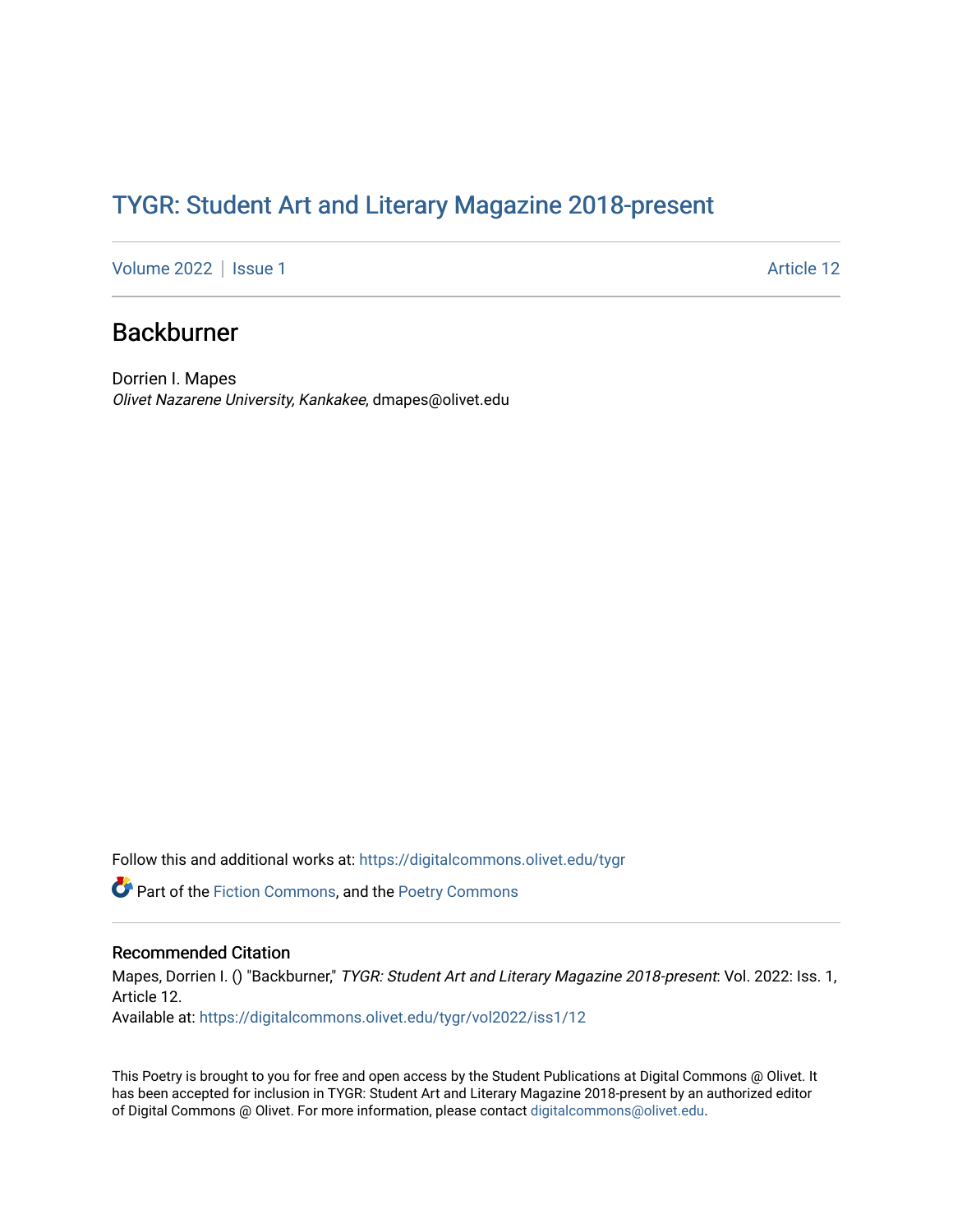# TYGR: Student Art and Literary Magazine 2018-present

Volume 2022 | Issue 1 Article 12

## Backburner

Dorrien I. Mapes
*Olivet Nazarene University, Kankakee*, dmapes@olivet.edu

Follow this and additional works at: https://digitalcommons.olivet.edu/tygr

Part of the Fiction Commons, and the Poetry Commons

### Recommended Citation

Mapes, Dorrien I. () "Backburner," *TYGR: Student Art and Literary Magazine 2018-present*: Vol. 2022: Iss. 1, Article 12.
Available at: https://digitalcommons.olivet.edu/tygr/vol2022/iss1/12

This Poetry is brought to you for free and open access by the Student Publications at Digital Commons @ Olivet. It has been accepted for inclusion in TYGR: Student Art and Literary Magazine 2018-present by an authorized editor of Digital Commons @ Olivet. For more information, please contact digitalcommons@olivet.edu.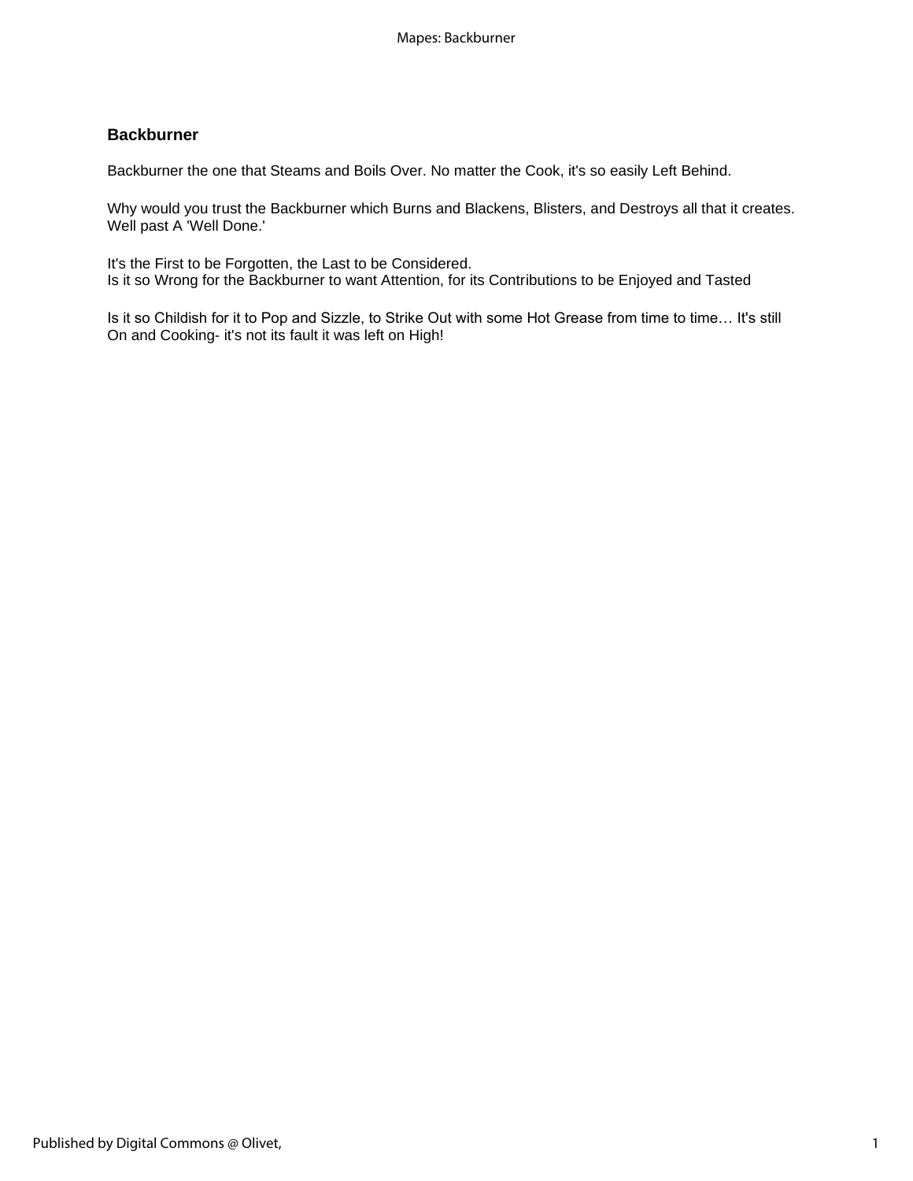### Backburner

Backburner the one that Steams and Boils Over. No matter the Cook, it's so easily Left Behind.

Why would you trust the Backburner which Burns and Blackens, Blisters, and Destroys all that it creates. Well past A 'Well Done.'

It's the First to be Forgotten, the Last to be Considered.
Is it so Wrong for the Backburner to want Attention, for its Contributions to be Enjoyed and Tasted

Is it so Childish for it to Pop and Sizzle, to Strike Out with some Hot Grease from time to time… It's still On and Cooking- it's not its fault it was left on High!